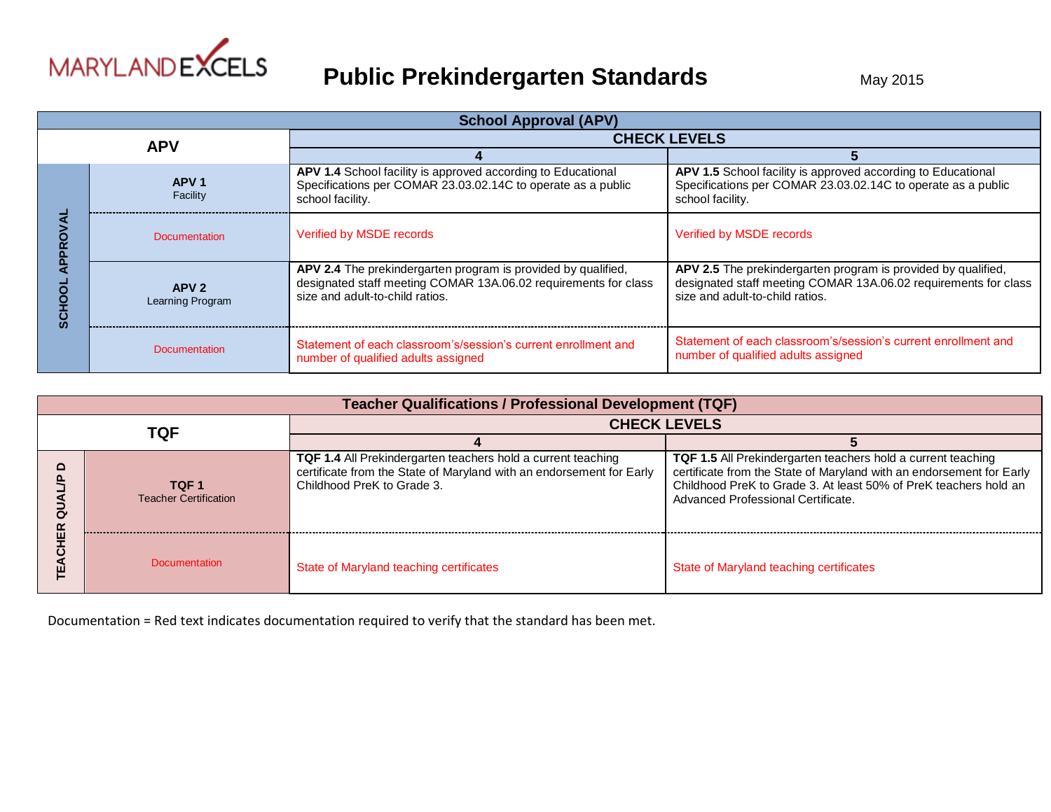MARYLAND EXCELS

# Public Prekindergarten Standards

May 2015

| School Approval (APV) | | | |
|---|---|---|---|
| **APV** | | **CHECK LEVELS** | |
| | | **4** | **5** |
| **SCHOOL APPROVAL** | **APV 1** Facility | **APV 1.4** School facility is approved according to Educational Specifications per COMAR 23.03.02.14C to operate as a public school facility. | **APV 1.5** School facility is approved according to Educational Specifications per COMAR 23.03.02.14C to operate as a public school facility. |
| | Documentation | Verified by MSDE records | Verified by MSDE records |
| | **APV 2** Learning Program | **APV 2.4** The prekindergarten program is provided by qualified, designated staff meeting COMAR 13A.06.02 requirements for class size and adult-to-child ratios. | **APV 2.5** The prekindergarten program is provided by qualified, designated staff meeting COMAR 13A.06.02 requirements for class size and adult-to-child ratios. |
| | Documentation | Statement of each classroom's/session's current enrollment and number of qualified adults assigned | Statement of each classroom's/session's current enrollment and number of qualified adults assigned |

| Teacher Qualifications / Professional Development (TQF) | | | |
|---|---|---|---|
| **TQF** | | **CHECK LEVELS** | |
| | | **4** | **5** |
| **TEACHER QUAL/P D** | **TQF 1** Teacher Certification | **TQF 1.4** All Prekindergarten teachers hold a current teaching certificate from the State of Maryland with an endorsement for Early Childhood PreK to Grade 3. | **TQF 1.5** All Prekindergarten teachers hold a current teaching certificate from the State of Maryland with an endorsement for Early Childhood PreK to Grade 3. At least 50% of PreK teachers hold an Advanced Professional Certificate. |
| | Documentation | State of Maryland teaching certificates | State of Maryland teaching certificates |

Documentation = Red text indicates documentation required to verify that the standard has been met.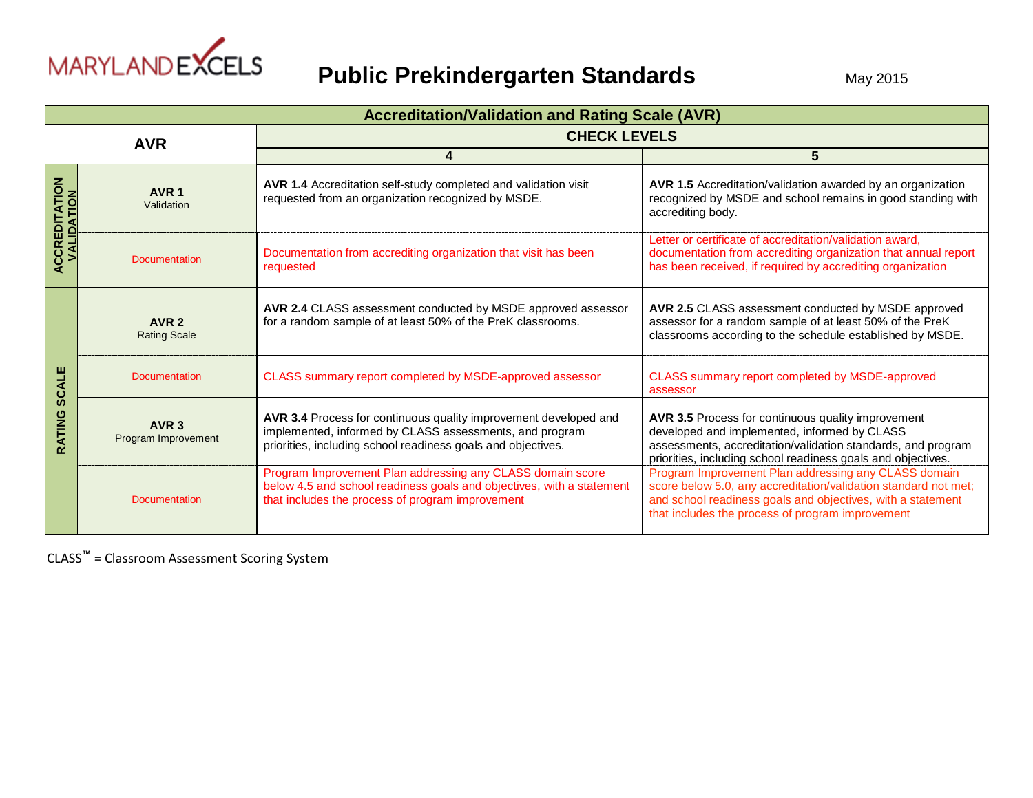# Public Prekindergarten Standards

May 2015

| Accreditation/Validation and Rating Scale (AVR) | | | |
|---|---|---|---|
| **AVR** | | **CHECK LEVELS** | |
| | | **4** | **5** |
| ACCREDITATION VALIDATION | **AVR 1** Validation | **AVR 1.4** Accreditation self-study completed and validation visit requested from an organization recognized by MSDE. | **AVR 1.5** Accreditation/validation awarded by an organization recognized by MSDE and school remains in good standing with accrediting body. |
| | Documentation | Documentation from accrediting organization that visit has been requested | Letter or certificate of accreditation/validation award, documentation from accrediting organization that annual report has been received, if required by accrediting organization |
| RATING SCALE | **AVR 2** Rating Scale | **AVR 2.4** CLASS assessment conducted by MSDE approved assessor for a random sample of at least 50% of the PreK classrooms. | **AVR 2.5** CLASS assessment conducted by MSDE approved assessor for a random sample of at least 50% of the PreK classrooms according to the schedule established by MSDE. |
| | Documentation | CLASS summary report completed by MSDE-approved assessor | CLASS summary report completed by MSDE-approved assessor |
| | **AVR 3** Program Improvement | **AVR 3.4** Process for continuous quality improvement developed and implemented, informed by CLASS assessments, and program priorities, including school readiness goals and objectives. | **AVR 3.5** Process for continuous quality improvement developed and implemented, informed by CLASS assessments, accreditation/validation standards, and program priorities, including school readiness goals and objectives. |
| | Documentation | Program Improvement Plan addressing any CLASS domain score below 4.5 and school readiness goals and objectives, with a statement that includes the process of program improvement | Program Improvement Plan addressing any CLASS domain score below 5.0, any accreditation/validation standard not met; and school readiness goals and objectives, with a statement that includes the process of program improvement |

CLASS™ = Classroom Assessment Scoring System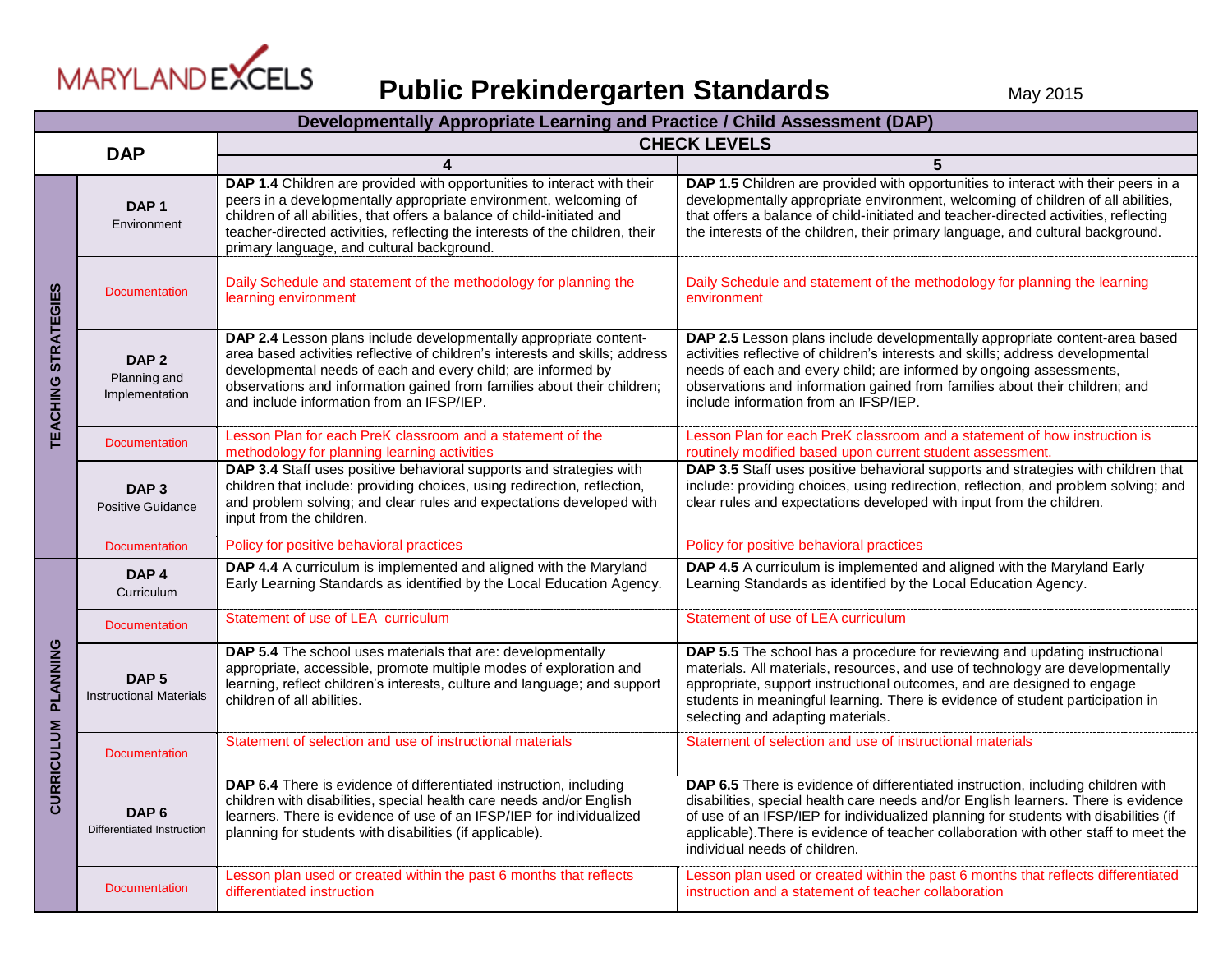MARYLAND EXCELS

# Public Prekindergarten Standards

May 2015

| Developmentally Appropriate Learning and Practice / Child Assessment (DAP) | | | |
|---|---|---|---|
| DAP | | CHECK LEVELS | |
| | | 4 | 5 |
| TEACHING STRATEGIES | **DAP 1** Environment | **DAP 1.4** Children are provided with opportunities to interact with their peers in a developmentally appropriate environment, welcoming of children of all abilities, that offers a balance of child-initiated and teacher-directed activities, reflecting the interests of the children, their primary language, and cultural background. | **DAP 1.5** Children are provided with opportunities to interact with their peers in a developmentally appropriate environment, welcoming of children of all abilities, that offers a balance of child-initiated and teacher-directed activities, reflecting the interests of the children, their primary language, and cultural background. |
| | Documentation | Daily Schedule and statement of the methodology for planning the learning environment | Daily Schedule and statement of the methodology for planning the learning environment |
| | **DAP 2** Planning and Implementation | **DAP 2.4** Lesson plans include developmentally appropriate content-area based activities reflective of children's interests and skills; address developmental needs of each and every child; are informed by observations and information gained from families about their children; and include information from an IFSP/IEP. | **DAP 2.5** Lesson plans include developmentally appropriate content-area based activities reflective of children's interests and skills; address developmental needs of each and every child; are informed by ongoing assessments, observations and information gained from families about their children; and include information from an IFSP/IEP. |
| | Documentation | Lesson Plan for each PreK classroom and a statement of the methodology for planning learning activities | Lesson Plan for each PreK classroom and a statement of how instruction is routinely modified based upon current student assessment. |
| | **DAP 3** Positive Guidance | **DAP 3.4** Staff uses positive behavioral supports and strategies with children that include: providing choices, using redirection, reflection, and problem solving; and clear rules and expectations developed with input from the children. | **DAP 3.5** Staff uses positive behavioral supports and strategies with children that include: providing choices, using redirection, reflection, and problem solving; and clear rules and expectations developed with input from the children. |
| | Documentation | Policy for positive behavioral practices | Policy for positive behavioral practices |
| CURRICULUM PLANNING | **DAP 4** Curriculum | **DAP 4.4** A curriculum is implemented and aligned with the Maryland Early Learning Standards as identified by the Local Education Agency. | **DAP 4.5** A curriculum is implemented and aligned with the Maryland Early Learning Standards as identified by the Local Education Agency. |
| | Documentation | Statement of use of LEA curriculum | Statement of use of LEA curriculum |
| | **DAP 5** Instructional Materials | **DAP 5.4** The school uses materials that are: developmentally appropriate, accessible, promote multiple modes of exploration and learning, reflect children's interests, culture and language; and support children of all abilities. | **DAP 5.5** The school has a procedure for reviewing and updating instructional materials. All materials, resources, and use of technology are developmentally appropriate, support instructional outcomes, and are designed to engage students in meaningful learning. There is evidence of student participation in selecting and adapting materials. |
| | Documentation | Statement of selection and use of instructional materials | Statement of selection and use of instructional materials |
| | **DAP 6** Differentiated Instruction | **DAP 6.4** There is evidence of differentiated instruction, including children with disabilities, special health care needs and/or English learners. There is evidence of use of an IFSP/IEP for individualized planning for students with disabilities (if applicable). | **DAP 6.5** There is evidence of differentiated instruction, including children with disabilities, special health care needs and/or English learners. There is evidence of use of an IFSP/IEP for individualized planning for students with disabilities (if applicable).There is evidence of teacher collaboration with other staff to meet the individual needs of children. |
| | Documentation | Lesson plan used or created within the past 6 months that reflects differentiated instruction | Lesson plan used or created within the past 6 months that reflects differentiated instruction and a statement of teacher collaboration |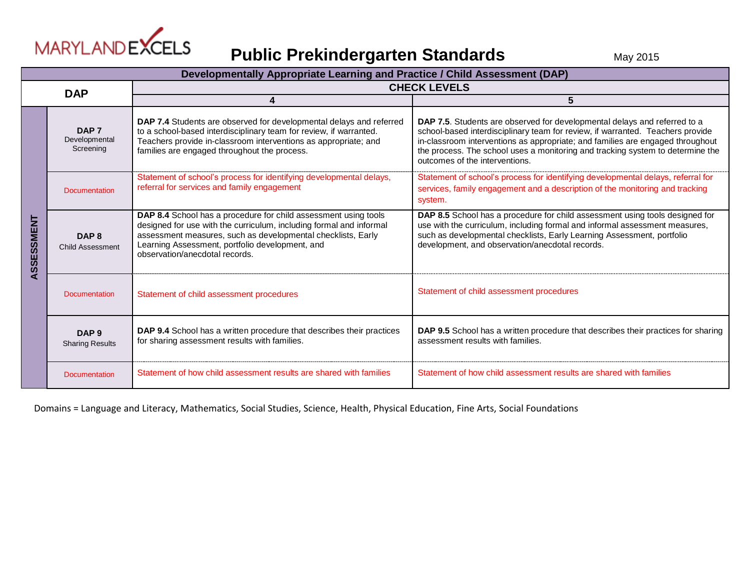MARYLAND EXCELS

# Public Prekindergarten Standards

May 2015

| Developmentally Appropriate Learning and Practice / Child Assessment (DAP) | | | |
|---|---|---|---|
| DAP | | CHECK LEVELS | |
| | | 4 | 5 |
| ASSESSMENT | **DAP 7** Developmental Screening | **DAP 7.4** Students are observed for developmental delays and referred to a school-based interdisciplinary team for review, if warranted. Teachers provide in-classroom interventions as appropriate; and families are engaged throughout the process. | **DAP 7.5**. Students are observed for developmental delays and referred to a school-based interdisciplinary team for review, if warranted. Teachers provide in-classroom interventions as appropriate; and families are engaged throughout the process. The school uses a monitoring and tracking system to determine the outcomes of the interventions. |
| | Documentation | Statement of school's process for identifying developmental delays, referral for services and family engagement | Statement of school's process for identifying developmental delays, referral for services, family engagement and a description of the monitoring and tracking system. |
| | **DAP 8** Child Assessment | **DAP 8.4** School has a procedure for child assessment using tools designed for use with the curriculum, including formal and informal assessment measures, such as developmental checklists, Early Learning Assessment, portfolio development, and observation/anecdotal records. | **DAP 8.5** School has a procedure for child assessment using tools designed for use with the curriculum, including formal and informal assessment measures, such as developmental checklists, Early Learning Assessment, portfolio development, and observation/anecdotal records. |
| | Documentation | Statement of child assessment procedures | Statement of child assessment procedures |
| | **DAP 9** Sharing Results | **DAP 9.4** School has a written procedure that describes their practices for sharing assessment results with families. | **DAP 9.5** School has a written procedure that describes their practices for sharing assessment results with families. |
| | Documentation | Statement of how child assessment results are shared with families | Statement of how child assessment results are shared with families |

Domains = Language and Literacy, Mathematics, Social Studies, Science, Health, Physical Education, Fine Arts, Social Foundations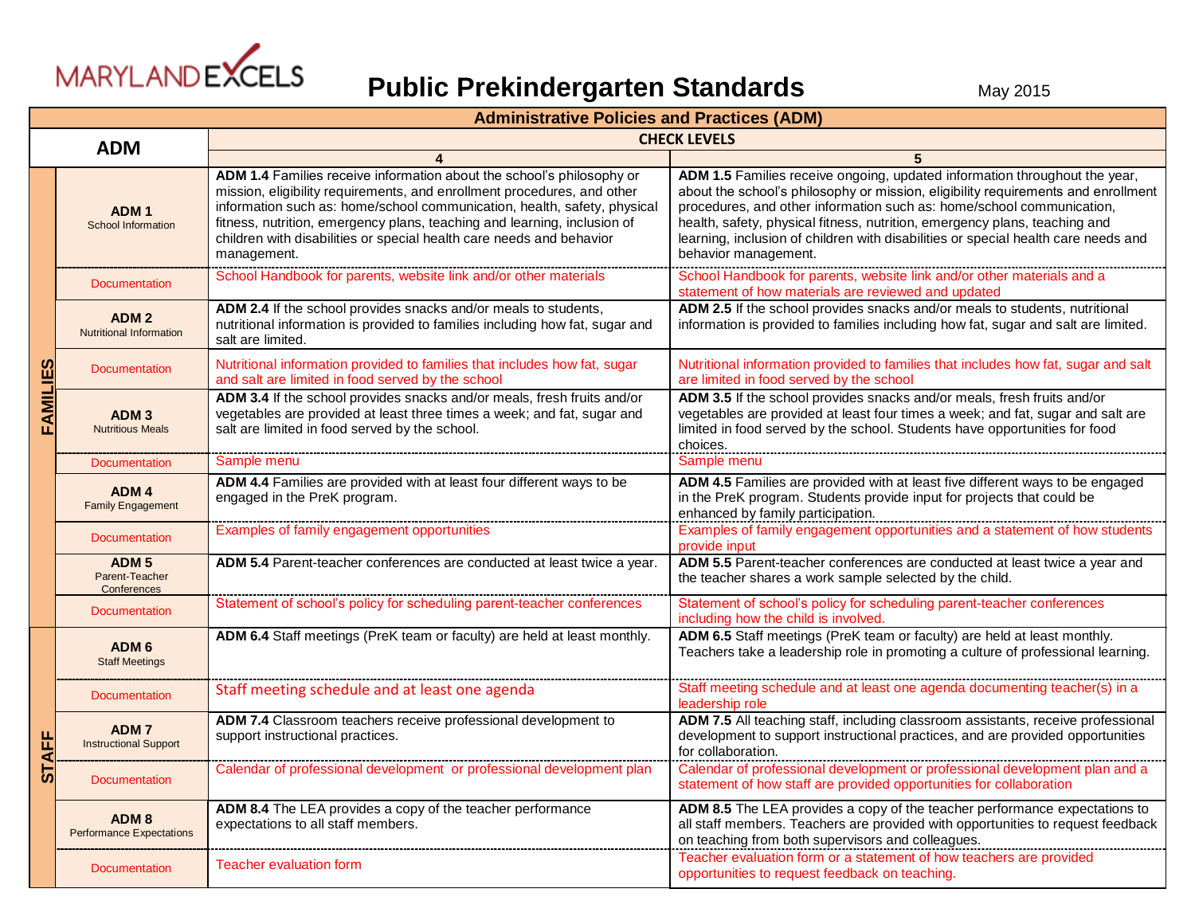MARYLAND EXCELS

# Public Prekindergarten Standards

May 2015

| Administrative Policies and Practices (ADM) | | | |
|---|---|---|---|
| **ADM** | | **CHECK LEVELS** | |
| | | **4** | **5** |
| **FAMILIES** | **ADM 1** School Information | **ADM 1.4** Families receive information about the school's philosophy or mission, eligibility requirements, and enrollment procedures, and other information such as: home/school communication, health, safety, physical fitness, nutrition, emergency plans, teaching and learning, inclusion of children with disabilities or special health care needs and behavior management. | **ADM 1.5** Families receive ongoing, updated information throughout the year, about the school's philosophy or mission, eligibility requirements and enrollment procedures, and other information such as: home/school communication, health, safety, physical fitness, nutrition, emergency plans, teaching and learning, inclusion of children with disabilities or special health care needs and behavior management. |
| | Documentation | School Handbook for parents, website link and/or other materials | School Handbook for parents, website link and/or other materials and a statement of how materials are reviewed and updated |
| | **ADM 2** Nutritional Information | **ADM 2.4** If the school provides snacks and/or meals to students, nutritional information is provided to families including how fat, sugar and salt are limited. | **ADM 2.5** If the school provides snacks and/or meals to students, nutritional information is provided to families including how fat, sugar and salt are limited. |
| | Documentation | Nutritional information provided to families that includes how fat, sugar and salt are limited in food served by the school | Nutritional information provided to families that includes how fat, sugar and salt are limited in food served by the school |
| | **ADM 3** Nutritious Meals | **ADM 3.4** If the school provides snacks and/or meals, fresh fruits and/or vegetables are provided at least three times a week; and fat, sugar and salt are limited in food served by the school. | **ADM 3.5** If the school provides snacks and/or meals, fresh fruits and/or vegetables are provided at least four times a week; and fat, sugar and salt are limited in food served by the school. Students have opportunities for food choices. |
| | Documentation | Sample menu | Sample menu |
| | **ADM 4** Family Engagement | **ADM 4.4** Families are provided with at least four different ways to be engaged in the PreK program. | **ADM 4.5** Families are provided with at least five different ways to be engaged in the PreK program. Students provide input for projects that could be enhanced by family participation. |
| | Documentation | Examples of family engagement opportunities | Examples of family engagement opportunities and a statement of how students provide input |
| | **ADM 5** Parent-Teacher Conferences | **ADM 5.4** Parent-teacher conferences are conducted at least twice a year. | **ADM 5.5** Parent-teacher conferences are conducted at least twice a year and the teacher shares a work sample selected by the child. |
| | Documentation | Statement of school's policy for scheduling parent-teacher conferences | Statement of school's policy for scheduling parent-teacher conferences including how the child is involved. |
| **STAFF** | **ADM 6** Staff Meetings | **ADM 6.4** Staff meetings (PreK team or faculty) are held at least monthly. | **ADM 6.5** Staff meetings (PreK team or faculty) are held at least monthly. Teachers take a leadership role in promoting a culture of professional learning. |
| | Documentation | Staff meeting schedule and at least one agenda | Staff meeting schedule and at least one agenda documenting teacher(s) in a leadership role |
| | **ADM 7** Instructional Support | **ADM 7.4** Classroom teachers receive professional development to support instructional practices. | **ADM 7.5** All teaching staff, including classroom assistants, receive professional development to support instructional practices, and are provided opportunities for collaboration. |
| | Documentation | Calendar of professional development or professional development plan | Calendar of professional development or professional development plan and a statement of how staff are provided opportunities for collaboration |
| | **ADM 8** Performance Expectations | **ADM 8.4** The LEA provides a copy of the teacher performance expectations to all staff members. | **ADM 8.5** The LEA provides a copy of the teacher performance expectations to all staff members. Teachers are provided with opportunities to request feedback on teaching from both supervisors and colleagues. |
| | Documentation | Teacher evaluation form | Teacher evaluation form or a statement of how teachers are provided opportunities to request feedback on teaching. |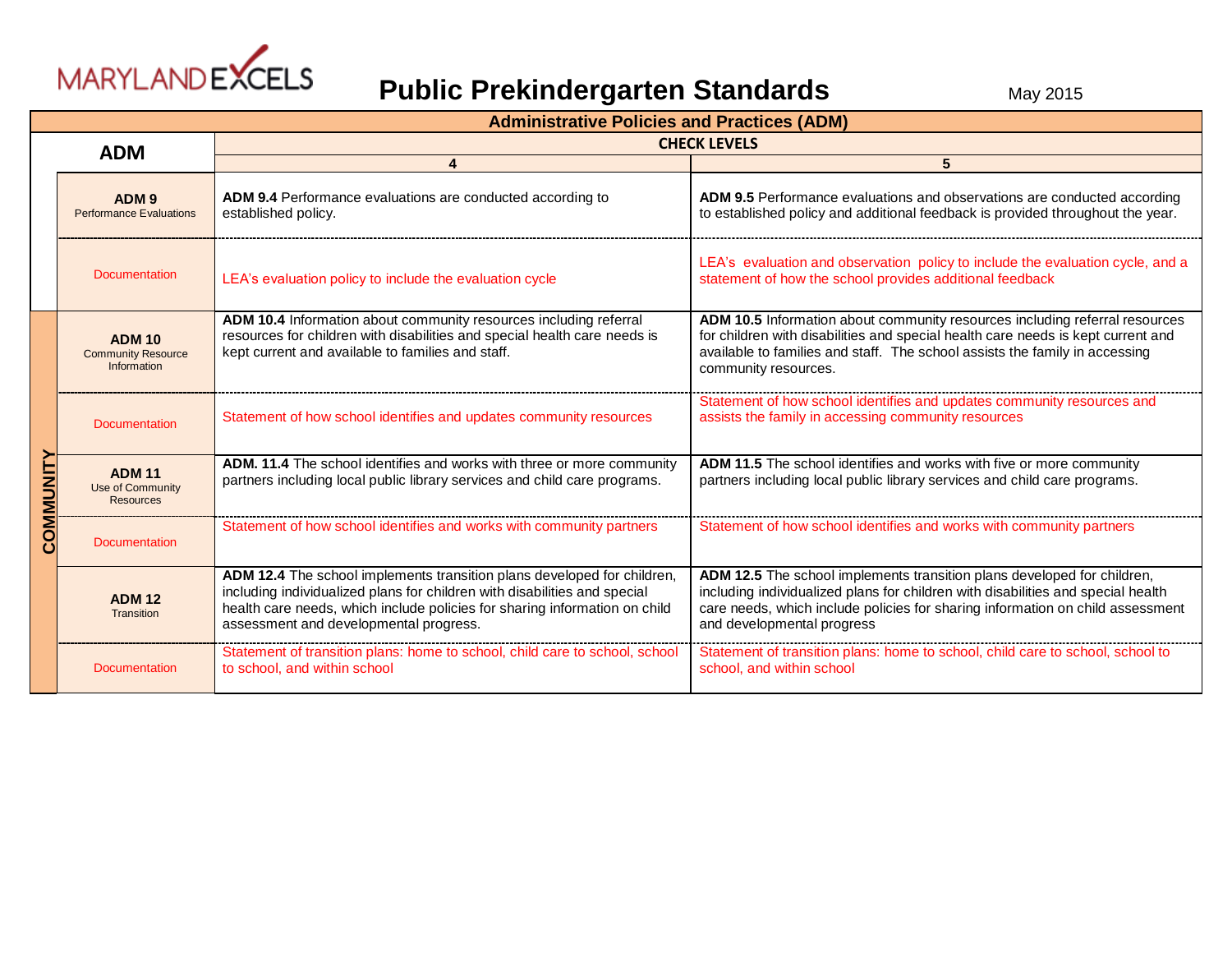MARYLAND EXCELS

# Public Prekindergarten Standards

May 2015

## Administrative Policies and Practices (ADM)

| | ADM | CHECK LEVELS 4 | CHECK LEVELS 5 |
|---|---|---|---|
| | **ADM 9** Performance Evaluations | **ADM 9.4** Performance evaluations are conducted according to established policy. | **ADM 9.5** Performance evaluations and observations are conducted according to established policy and additional feedback is provided throughout the year. |
| | Documentation | LEA's evaluation policy to include the evaluation cycle | LEA's evaluation and observation policy to include the evaluation cycle, and a statement of how the school provides additional feedback |
| COMMUNITY | **ADM 10** Community Resource Information | **ADM 10.4** Information about community resources including referral resources for children with disabilities and special health care needs is kept current and available to families and staff. | **ADM 10.5** Information about community resources including referral resources for children with disabilities and special health care needs is kept current and available to families and staff. The school assists the family in accessing community resources. |
| COMMUNITY | Documentation | Statement of how school identifies and updates community resources | Statement of how school identifies and updates community resources and assists the family in accessing community resources |
| COMMUNITY | **ADM 11** Use of Community Resources | **ADM. 11.4** The school identifies and works with three or more community partners including local public library services and child care programs. | **ADM 11.5** The school identifies and works with five or more community partners including local public library services and child care programs. |
| COMMUNITY | Documentation | Statement of how school identifies and works with community partners | Statement of how school identifies and works with community partners |
| COMMUNITY | **ADM 12** Transition | **ADM 12.4** The school implements transition plans developed for children, including individualized plans for children with disabilities and special health care needs, which include policies for sharing information on child assessment and developmental progress. | **ADM 12.5** The school implements transition plans developed for children, including individualized plans for children with disabilities and special health care needs, which include policies for sharing information on child assessment and developmental progress |
| COMMUNITY | Documentation | Statement of transition plans: home to school, child care to school, school to school, and within school | Statement of transition plans: home to school, child care to school, school to school, and within school |